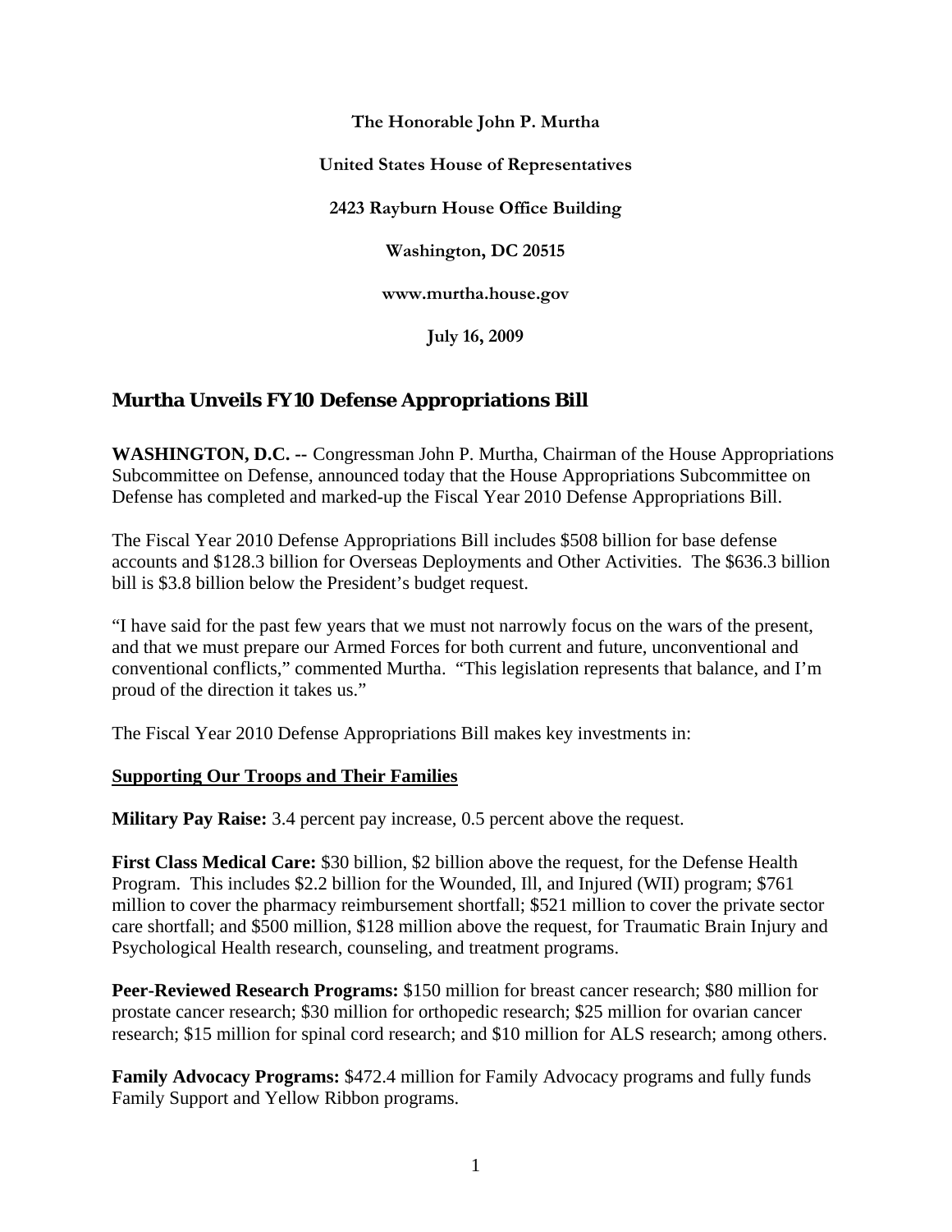**The Honorable John P. Murtha**

**United States House of Representatives**

**2423 Rayburn House Office Building**

**Washington, DC 20515**

**www.murtha.house.gov**

**July 16, 2009**

## Murtha Unveils FY10 Defense Appropriations Bill

**WASHINGTON, D.C. --** Congressman John P. Murtha, Chairman of the House Appropriations Subcommittee on Defense, announced today that the House Appropriations Subcommittee on Defense has completed and marked-up the Fiscal Year 2010 Defense Appropriations Bill.

The Fiscal Year 2010 Defense Appropriations Bill includes $508 billion for base defense accounts and $128.3 billion for Overseas Deployments and Other Activities. The $636.3 billion bill is $3.8 billion below the President's budget request.

"I have said for the past few years that we must not narrowly focus on the wars of the present, and that we must prepare our Armed Forces for both current and future, unconventional and conventional conflicts," commented Murtha. "This legislation represents that balance, and I'm proud of the direction it takes us."

The Fiscal Year 2010 Defense Appropriations Bill makes key investments in:

**Supporting Our Troops and Their Families**

**Military Pay Raise:** 3.4 percent pay increase, 0.5 percent above the request.

**First Class Medical Care:** $30 billion, $2 billion above the request, for the Defense Health Program. This includes $2.2 billion for the Wounded, Ill, and Injured (WII) program; $761 million to cover the pharmacy reimbursement shortfall; $521 million to cover the private sector care shortfall; and $500 million, $128 million above the request, for Traumatic Brain Injury and Psychological Health research, counseling, and treatment programs.

**Peer-Reviewed Research Programs:** $150 million for breast cancer research; $80 million for prostate cancer research; $30 million for orthopedic research; $25 million for ovarian cancer research; $15 million for spinal cord research; and $10 million for ALS research; among others.

**Family Advocacy Programs:** $472.4 million for Family Advocacy programs and fully funds Family Support and Yellow Ribbon programs.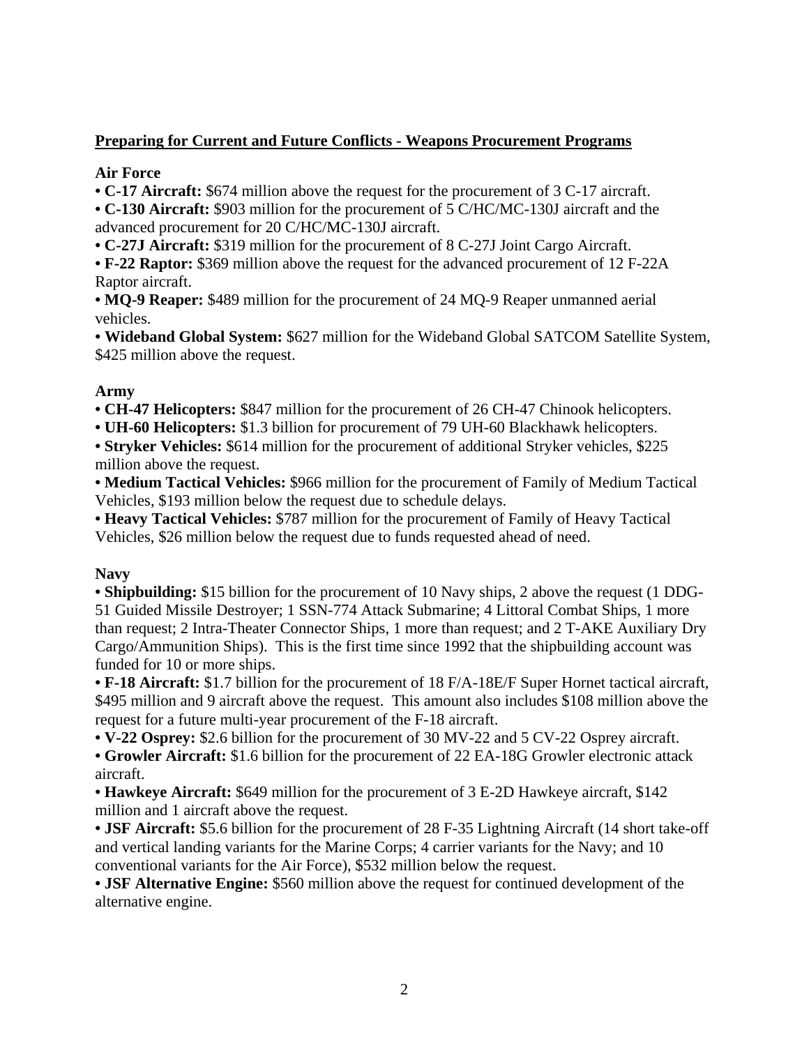## Preparing for Current and Future Conflicts - Weapons Procurement Programs

### Air Force

- **C-17 Aircraft:** $674 million above the request for the procurement of 3 C-17 aircraft.
- **C-130 Aircraft:** $903 million for the procurement of 5 C/HC/MC-130J aircraft and the advanced procurement for 20 C/HC/MC-130J aircraft.
- **C-27J Aircraft:** $319 million for the procurement of 8 C-27J Joint Cargo Aircraft.
- **F-22 Raptor:** $369 million above the request for the advanced procurement of 12 F-22A Raptor aircraft.
- **MQ-9 Reaper:** $489 million for the procurement of 24 MQ-9 Reaper unmanned aerial vehicles.
- **Wideband Global System:** $627 million for the Wideband Global SATCOM Satellite System, $425 million above the request.

### Army

- **CH-47 Helicopters:** $847 million for the procurement of 26 CH-47 Chinook helicopters.
- **UH-60 Helicopters:** $1.3 billion for procurement of 79 UH-60 Blackhawk helicopters.
- **Stryker Vehicles:** $614 million for the procurement of additional Stryker vehicles, $225 million above the request.
- **Medium Tactical Vehicles:** $966 million for the procurement of Family of Medium Tactical Vehicles, $193 million below the request due to schedule delays.
- **Heavy Tactical Vehicles:** $787 million for the procurement of Family of Heavy Tactical Vehicles, $26 million below the request due to funds requested ahead of need.

### Navy

- **Shipbuilding:** $15 billion for the procurement of 10 Navy ships, 2 above the request (1 DDG-51 Guided Missile Destroyer; 1 SSN-774 Attack Submarine; 4 Littoral Combat Ships, 1 more than request; 2 Intra-Theater Connector Ships, 1 more than request; and 2 T-AKE Auxiliary Dry Cargo/Ammunition Ships). This is the first time since 1992 that the shipbuilding account was funded for 10 or more ships.
- **F-18 Aircraft:** $1.7 billion for the procurement of 18 F/A-18E/F Super Hornet tactical aircraft, $495 million and 9 aircraft above the request. This amount also includes $108 million above the request for a future multi-year procurement of the F-18 aircraft.
- **V-22 Osprey:** $2.6 billion for the procurement of 30 MV-22 and 5 CV-22 Osprey aircraft.
- **Growler Aircraft:** $1.6 billion for the procurement of 22 EA-18G Growler electronic attack aircraft.
- **Hawkeye Aircraft:** $649 million for the procurement of 3 E-2D Hawkeye aircraft, $142 million and 1 aircraft above the request.
- **JSF Aircraft:** $5.6 billion for the procurement of 28 F-35 Lightning Aircraft (14 short take-off and vertical landing variants for the Marine Corps; 4 carrier variants for the Navy; and 10 conventional variants for the Air Force), $532 million below the request.
- **JSF Alternative Engine:** $560 million above the request for continued development of the alternative engine.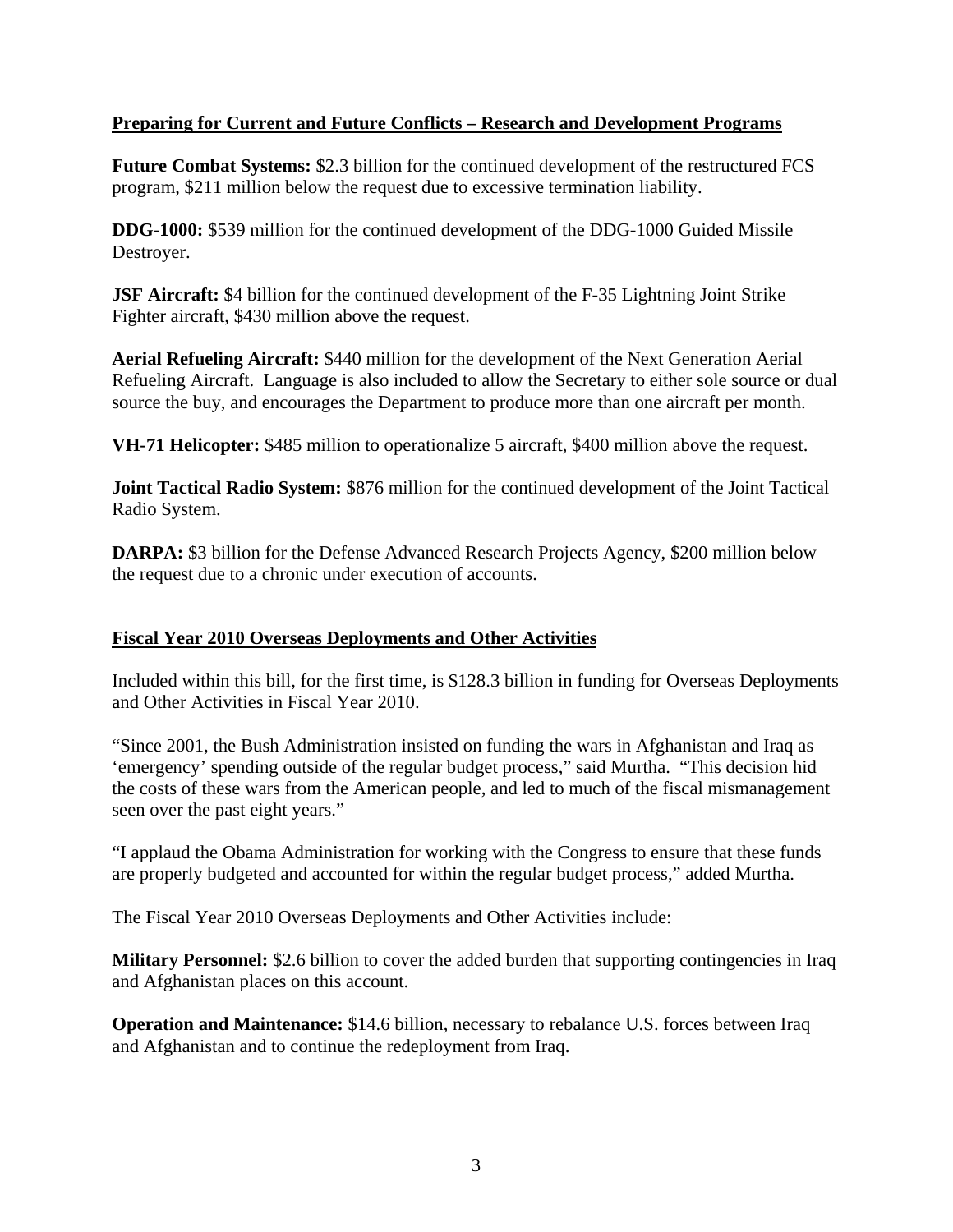## Preparing for Current and Future Conflicts – Research and Development Programs

**Future Combat Systems:** $2.3 billion for the continued development of the restructured FCS program, $211 million below the request due to excessive termination liability.

**DDG-1000:** $539 million for the continued development of the DDG-1000 Guided Missile Destroyer.

**JSF Aircraft:** $4 billion for the continued development of the F-35 Lightning Joint Strike Fighter aircraft, $430 million above the request.

**Aerial Refueling Aircraft:** $440 million for the development of the Next Generation Aerial Refueling Aircraft. Language is also included to allow the Secretary to either sole source or dual source the buy, and encourages the Department to produce more than one aircraft per month.

**VH-71 Helicopter:** $485 million to operationalize 5 aircraft, $400 million above the request.

**Joint Tactical Radio System:** $876 million for the continued development of the Joint Tactical Radio System.

**DARPA:** $3 billion for the Defense Advanced Research Projects Agency, $200 million below the request due to a chronic under execution of accounts.

## Fiscal Year 2010 Overseas Deployments and Other Activities

Included within this bill, for the first time, is $128.3 billion in funding for Overseas Deployments and Other Activities in Fiscal Year 2010.

"Since 2001, the Bush Administration insisted on funding the wars in Afghanistan and Iraq as 'emergency' spending outside of the regular budget process," said Murtha. "This decision hid the costs of these wars from the American people, and led to much of the fiscal mismanagement seen over the past eight years."

"I applaud the Obama Administration for working with the Congress to ensure that these funds are properly budgeted and accounted for within the regular budget process," added Murtha.

The Fiscal Year 2010 Overseas Deployments and Other Activities include:

**Military Personnel:** $2.6 billion to cover the added burden that supporting contingencies in Iraq and Afghanistan places on this account.

**Operation and Maintenance:** $14.6 billion, necessary to rebalance U.S. forces between Iraq and Afghanistan and to continue the redeployment from Iraq.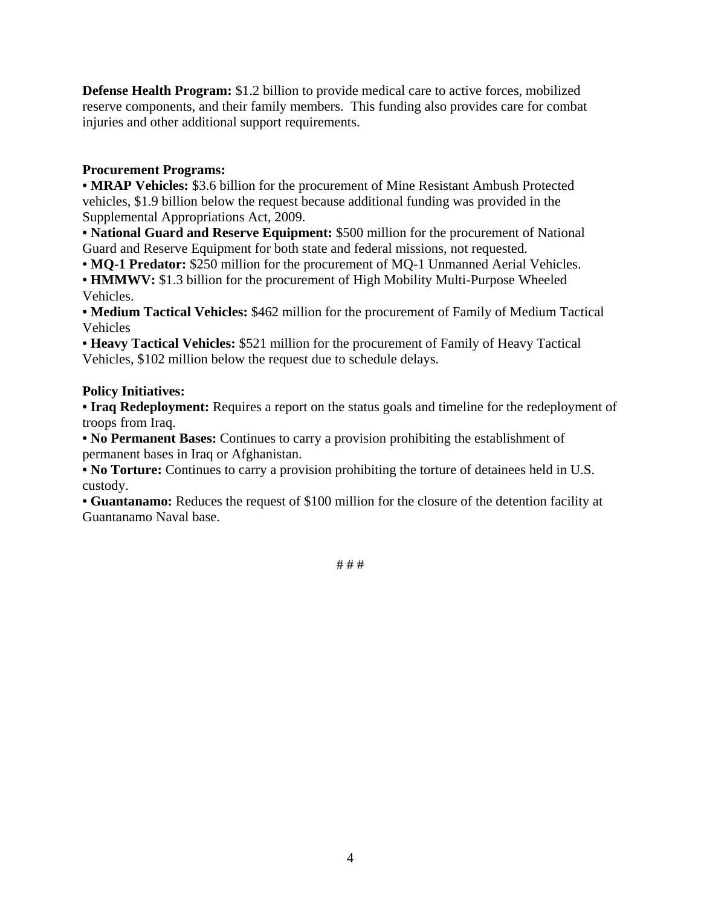**Defense Health Program:** $1.2 billion to provide medical care to active forces, mobilized reserve components, and their family members. This funding also provides care for combat injuries and other additional support requirements.

**Procurement Programs:**

- **MRAP Vehicles:** $3.6 billion for the procurement of Mine Resistant Ambush Protected vehicles, $1.9 billion below the request because additional funding was provided in the Supplemental Appropriations Act, 2009.
- **National Guard and Reserve Equipment:** $500 million for the procurement of National Guard and Reserve Equipment for both state and federal missions, not requested.
- **MQ-1 Predator:** $250 million for the procurement of MQ-1 Unmanned Aerial Vehicles.
- **HMMWV:** $1.3 billion for the procurement of High Mobility Multi-Purpose Wheeled Vehicles.
- **Medium Tactical Vehicles:** $462 million for the procurement of Family of Medium Tactical Vehicles
- **Heavy Tactical Vehicles:** $521 million for the procurement of Family of Heavy Tactical Vehicles, $102 million below the request due to schedule delays.

**Policy Initiatives:**

- **Iraq Redeployment:** Requires a report on the status goals and timeline for the redeployment of troops from Iraq.
- **No Permanent Bases:** Continues to carry a provision prohibiting the establishment of permanent bases in Iraq or Afghanistan.
- **No Torture:** Continues to carry a provision prohibiting the torture of detainees held in U.S. custody.
- **Guantanamo:** Reduces the request of $100 million for the closure of the detention facility at Guantanamo Naval base.

# # #